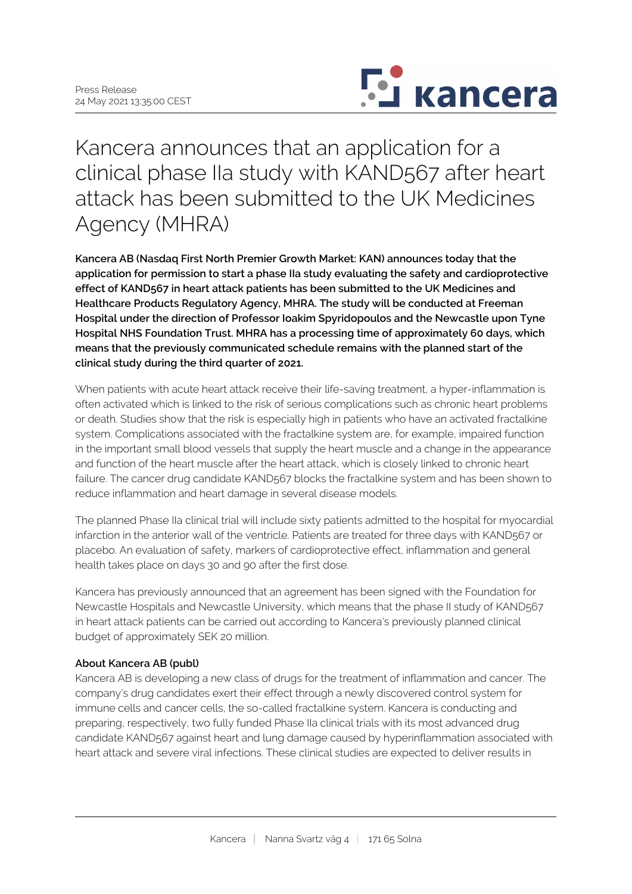Press Release
24 May 2021 13:35:00 CEST

# Kancera announces that an application for a clinical phase IIa study with KAND567 after heart attack has been submitted to the UK Medicines Agency (MHRA)

**Kancera AB (Nasdaq First North Premier Growth Market: KAN) announces today that the application for permission to start a phase IIa study evaluating the safety and cardioprotective effect of KAND567 in heart attack patients has been submitted to the UK Medicines and Healthcare Products Regulatory Agency, MHRA. The study will be conducted at Freeman Hospital under the direction of Professor Ioakim Spyridopoulos and the Newcastle upon Tyne Hospital NHS Foundation Trust. MHRA has a processing time of approximately 60 days, which means that the previously communicated schedule remains with the planned start of the clinical study during the third quarter of 2021.**

When patients with acute heart attack receive their life-saving treatment, a hyper-inflammation is often activated which is linked to the risk of serious complications such as chronic heart problems or death. Studies show that the risk is especially high in patients who have an activated fractalkine system. Complications associated with the fractalkine system are, for example, impaired function in the important small blood vessels that supply the heart muscle and a change in the appearance and function of the heart muscle after the heart attack, which is closely linked to chronic heart failure. The cancer drug candidate KAND567 blocks the fractalkine system and has been shown to reduce inflammation and heart damage in several disease models.

The planned Phase IIa clinical trial will include sixty patients admitted to the hospital for myocardial infarction in the anterior wall of the ventricle. Patients are treated for three days with KAND567 or placebo. An evaluation of safety, markers of cardioprotective effect, inflammation and general health takes place on days 30 and 90 after the first dose.

Kancera has previously announced that an agreement has been signed with the Foundation for Newcastle Hospitals and Newcastle University, which means that the phase II study of KAND567 in heart attack patients can be carried out according to Kancera's previously planned clinical budget of approximately SEK 20 million.

**About Kancera AB (publ)**

Kancera AB is developing a new class of drugs for the treatment of inflammation and cancer. The company's drug candidates exert their effect through a newly discovered control system for immune cells and cancer cells, the so-called fractalkine system. Kancera is conducting and preparing, respectively, two fully funded Phase IIa clinical trials with its most advanced drug candidate KAND567 against heart and lung damage caused by hyperinflammation associated with heart attack and severe viral infections. These clinical studies are expected to deliver results in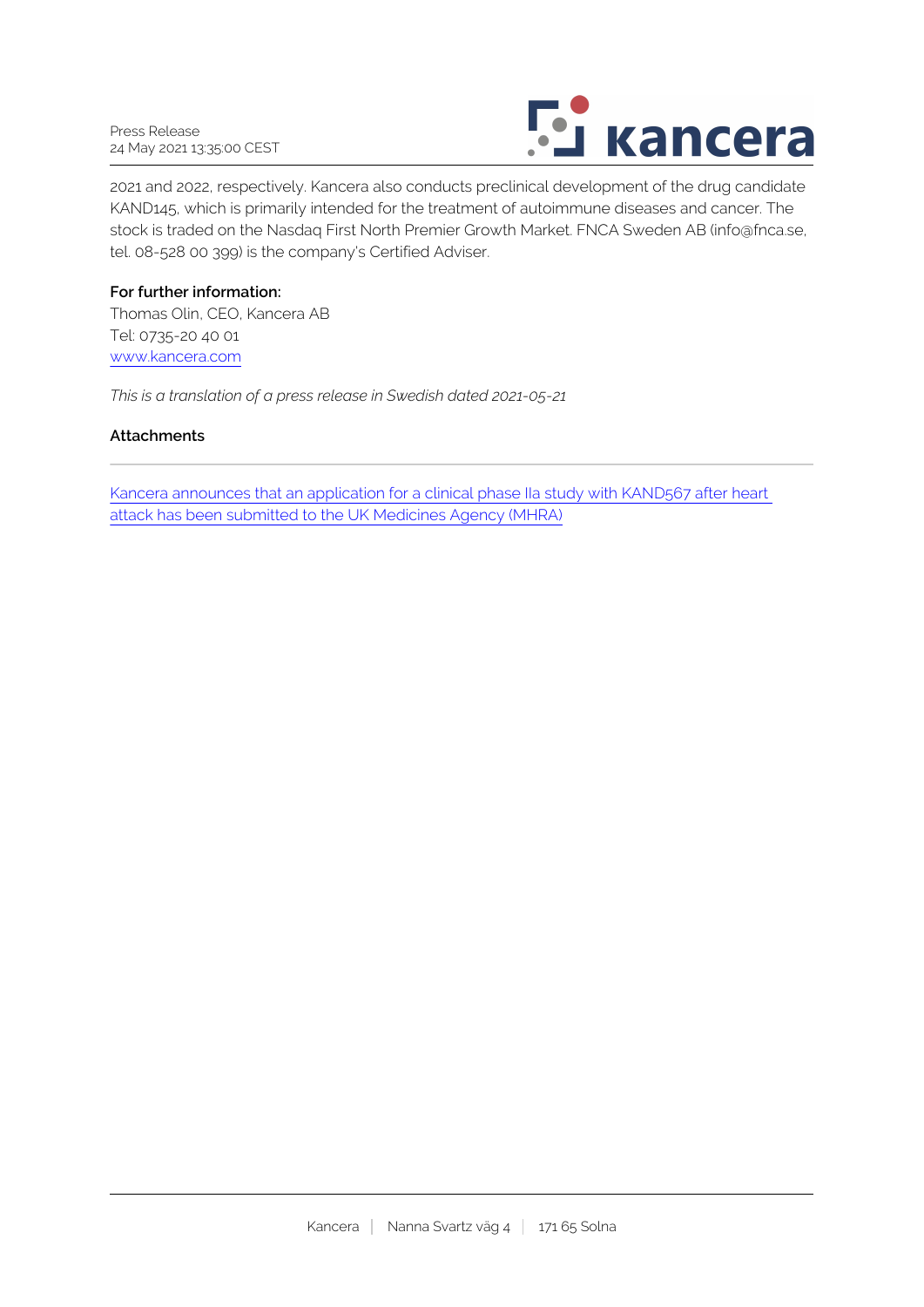2021 and 2022, respectively. Kancera also conducts preclinical development of the drug candidate KAND145, which is primarily intended for the treatment of autoimmune diseases and cancer. The stock is traded on the Nasdaq First North Premier Growth Market. FNCA Sweden AB (info@fnca.se, tel. 08-528 00 399) is the company's Certified Adviser.

**For further information:**
Thomas Olin, CEO, Kancera AB
Tel: 0735-20 40 01
www.kancera.com

*This is a translation of a press release in Swedish dated 2021-05-21*

**Attachments**

Kancera announces that an application for a clinical phase IIa study with KAND567 after heart attack has been submitted to the UK Medicines Agency (MHRA)